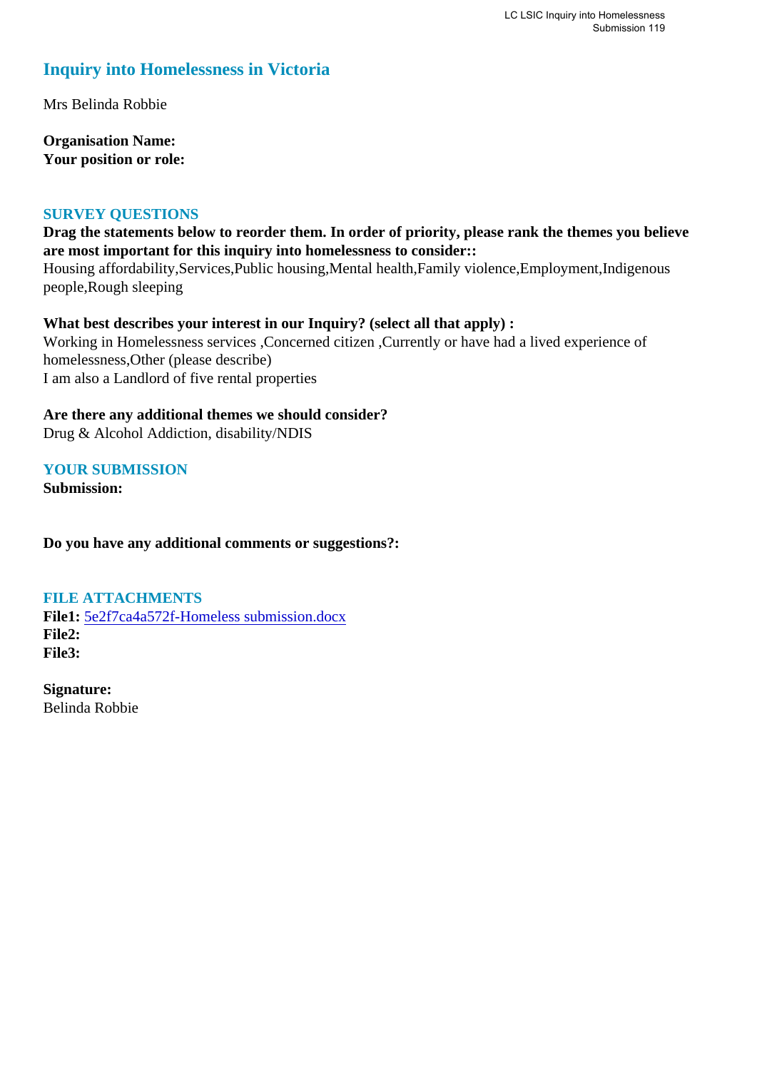# Inquiry into Homelessness in Victoria

Mrs Belinda Robbie

**Organisation Name:**
**Your position or role:**

## SURVEY QUESTIONS

**Drag the statements below to reorder them. In order of priority, please rank the themes you believe are most important for this inquiry into homelessness to consider::**
Housing affordability,Services,Public housing,Mental health,Family violence,Employment,Indigenous people,Rough sleeping

**What best describes your interest in our Inquiry? (select all that apply) :**
Working in Homelessness services ,Concerned citizen ,Currently or have had a lived experience of homelessness,Other (please describe)
I am also a Landlord of five rental properties

**Are there any additional themes we should consider?**
Drug & Alcohol Addiction, disability/NDIS

## YOUR SUBMISSION

**Submission:**

**Do you have any additional comments or suggestions?:**

## FILE ATTACHMENTS

**File1:** 5e2f7ca4a572f-Homeless submission.docx
**File2:**
**File3:**

**Signature:**
Belinda Robbie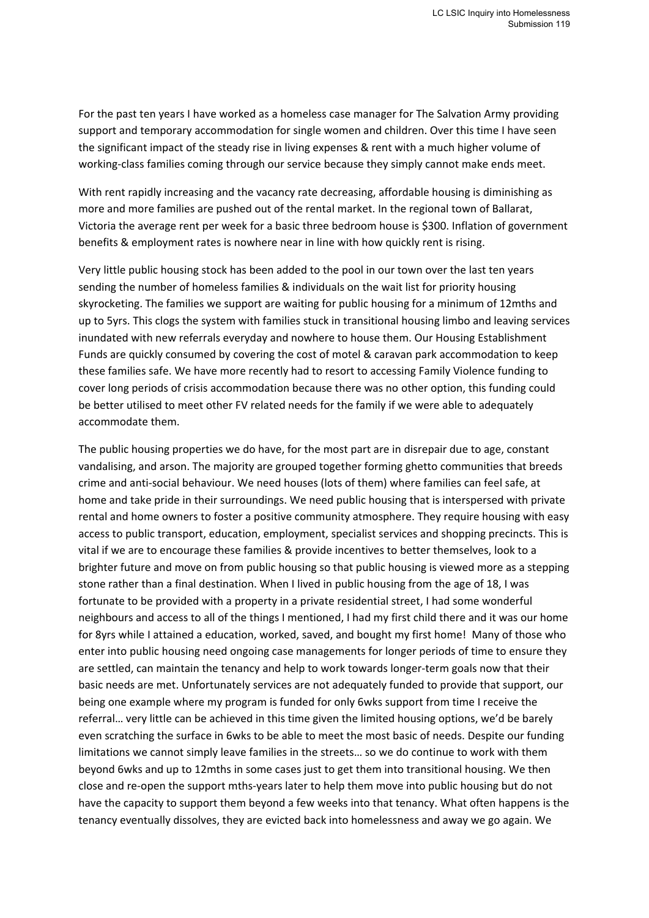For the past ten years I have worked as a homeless case manager for The Salvation Army providing support and temporary accommodation for single women and children. Over this time I have seen the significant impact of the steady rise in living expenses & rent with a much higher volume of working-class families coming through our service because they simply cannot make ends meet.

With rent rapidly increasing and the vacancy rate decreasing, affordable housing is diminishing as more and more families are pushed out of the rental market. In the regional town of Ballarat, Victoria the average rent per week for a basic three bedroom house is $300. Inflation of government benefits & employment rates is nowhere near in line with how quickly rent is rising.

Very little public housing stock has been added to the pool in our town over the last ten years sending the number of homeless families & individuals on the wait list for priority housing skyrocketing. The families we support are waiting for public housing for a minimum of 12mths and up to 5yrs. This clogs the system with families stuck in transitional housing limbo and leaving services inundated with new referrals everyday and nowhere to house them. Our Housing Establishment Funds are quickly consumed by covering the cost of motel & caravan park accommodation to keep these families safe. We have more recently had to resort to accessing Family Violence funding to cover long periods of crisis accommodation because there was no other option, this funding could be better utilised to meet other FV related needs for the family if we were able to adequately accommodate them.

The public housing properties we do have, for the most part are in disrepair due to age, constant vandalising, and arson. The majority are grouped together forming ghetto communities that breeds crime and anti-social behaviour. We need houses (lots of them) where families can feel safe, at home and take pride in their surroundings. We need public housing that is interspersed with private rental and home owners to foster a positive community atmosphere. They require housing with easy access to public transport, education, employment, specialist services and shopping precincts. This is vital if we are to encourage these families & provide incentives to better themselves, look to a brighter future and move on from public housing so that public housing is viewed more as a stepping stone rather than a final destination. When I lived in public housing from the age of 18, I was fortunate to be provided with a property in a private residential street, I had some wonderful neighbours and access to all of the things I mentioned, I had my first child there and it was our home for 8yrs while I attained a education, worked, saved, and bought my first home! Many of those who enter into public housing need ongoing case managements for longer periods of time to ensure they are settled, can maintain the tenancy and help to work towards longer-term goals now that their basic needs are met. Unfortunately services are not adequately funded to provide that support, our being one example where my program is funded for only 6wks support from time I receive the referral… very little can be achieved in this time given the limited housing options, we'd be barely even scratching the surface in 6wks to be able to meet the most basic of needs. Despite our funding limitations we cannot simply leave families in the streets… so we do continue to work with them beyond 6wks and up to 12mths in some cases just to get them into transitional housing. We then close and re-open the support mths-years later to help them move into public housing but do not have the capacity to support them beyond a few weeks into that tenancy. What often happens is the tenancy eventually dissolves, they are evicted back into homelessness and away we go again. We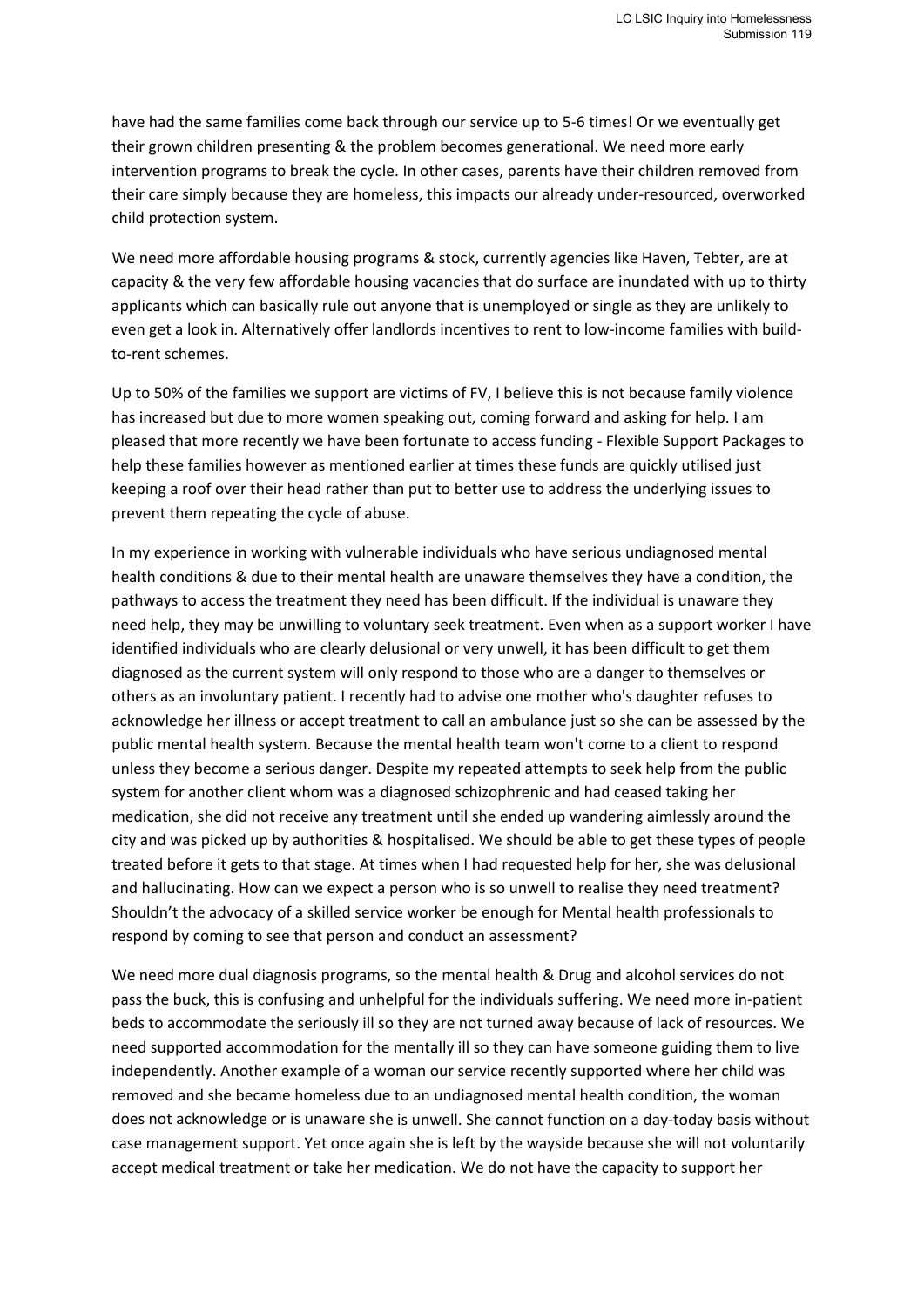have had the same families come back through our service up to 5-6 times! Or we eventually get their grown children presenting & the problem becomes generational. We need more early intervention programs to break the cycle. In other cases, parents have their children removed from their care simply because they are homeless, this impacts our already under-resourced, overworked child protection system.

We need more affordable housing programs & stock, currently agencies like Haven, Tebter, are at capacity & the very few affordable housing vacancies that do surface are inundated with up to thirty applicants which can basically rule out anyone that is unemployed or single as they are unlikely to even get a look in. Alternatively offer landlords incentives to rent to low-income families with build-to-rent schemes.

Up to 50% of the families we support are victims of FV, I believe this is not because family violence has increased but due to more women speaking out, coming forward and asking for help. I am pleased that more recently we have been fortunate to access funding - Flexible Support Packages to help these families however as mentioned earlier at times these funds are quickly utilised just keeping a roof over their head rather than put to better use to address the underlying issues to prevent them repeating the cycle of abuse.

In my experience in working with vulnerable individuals who have serious undiagnosed mental health conditions & due to their mental health are unaware themselves they have a condition, the pathways to access the treatment they need has been difficult. If the individual is unaware they need help, they may be unwilling to voluntary seek treatment. Even when as a support worker I have identified individuals who are clearly delusional or very unwell, it has been difficult to get them diagnosed as the current system will only respond to those who are a danger to themselves or others as an involuntary patient. I recently had to advise one mother who's daughter refuses to acknowledge her illness or accept treatment to call an ambulance just so she can be assessed by the public mental health system. Because the mental health team won't come to a client to respond unless they become a serious danger. Despite my repeated attempts to seek help from the public system for another client whom was a diagnosed schizophrenic and had ceased taking her medication, she did not receive any treatment until she ended up wandering aimlessly around the city and was picked up by authorities & hospitalised. We should be able to get these types of people treated before it gets to that stage. At times when I had requested help for her, she was delusional and hallucinating. How can we expect a person who is so unwell to realise they need treatment? Shouldn't the advocacy of a skilled service worker be enough for Mental health professionals to respond by coming to see that person and conduct an assessment?

We need more dual diagnosis programs, so the mental health & Drug and alcohol services do not pass the buck, this is confusing and unhelpful for the individuals suffering. We need more in-patient beds to accommodate the seriously ill so they are not turned away because of lack of resources. We need supported accommodation for the mentally ill so they can have someone guiding them to live independently. Another example of a woman our service recently supported where her child was removed and she became homeless due to an undiagnosed mental health condition, the woman does not acknowledge or is unaware she is unwell. She cannot function on a day-today basis without case management support. Yet once again she is left by the wayside because she will not voluntarily accept medical treatment or take her medication. We do not have the capacity to support her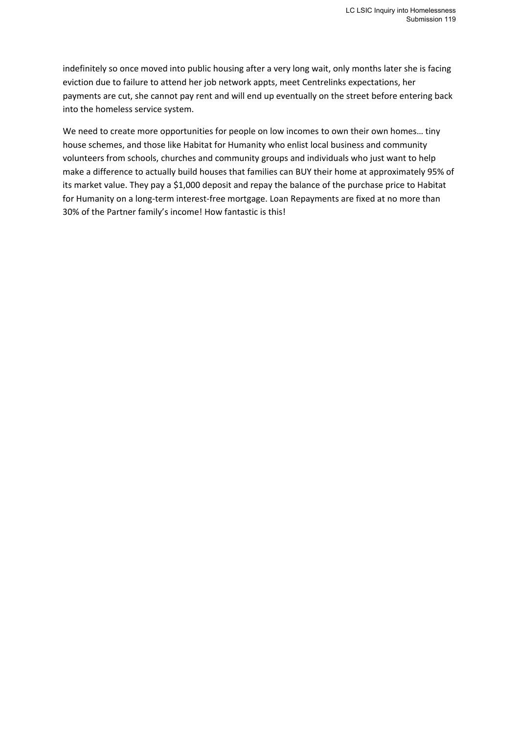indefinitely so once moved into public housing after a very long wait, only months later she is facing eviction due to failure to attend her job network appts, meet Centrelinks expectations, her payments are cut, she cannot pay rent and will end up eventually on the street before entering back into the homeless service system.

We need to create more opportunities for people on low incomes to own their own homes… tiny house schemes, and those like Habitat for Humanity who enlist local business and community volunteers from schools, churches and community groups and individuals who just want to help make a difference to actually build houses that families can BUY their home at approximately 95% of its market value. They pay a $1,000 deposit and repay the balance of the purchase price to Habitat for Humanity on a long-term interest-free mortgage. Loan Repayments are fixed at no more than 30% of the Partner family's income! How fantastic is this!